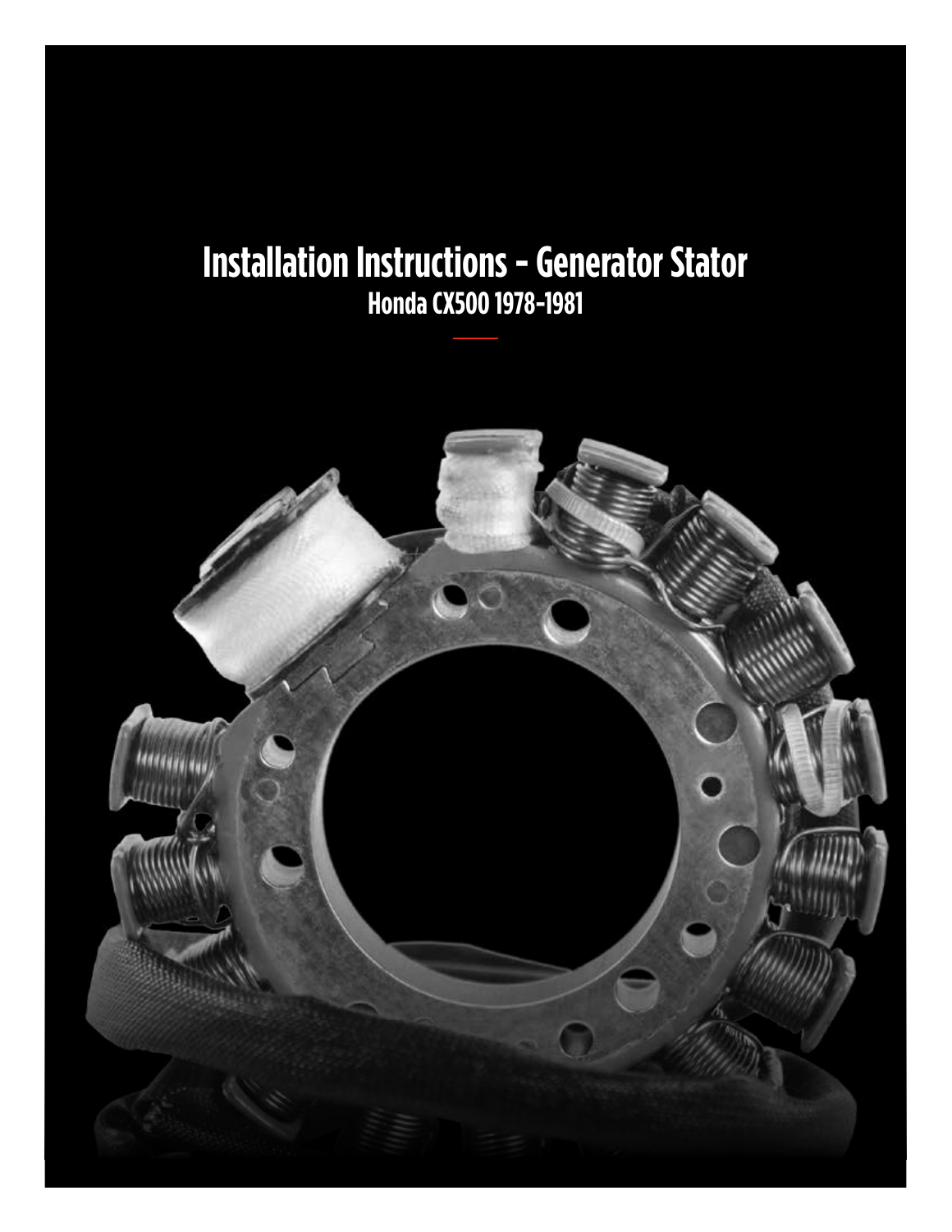# Installation Instructions - Generator Stator

## Honda CX500 1978-1981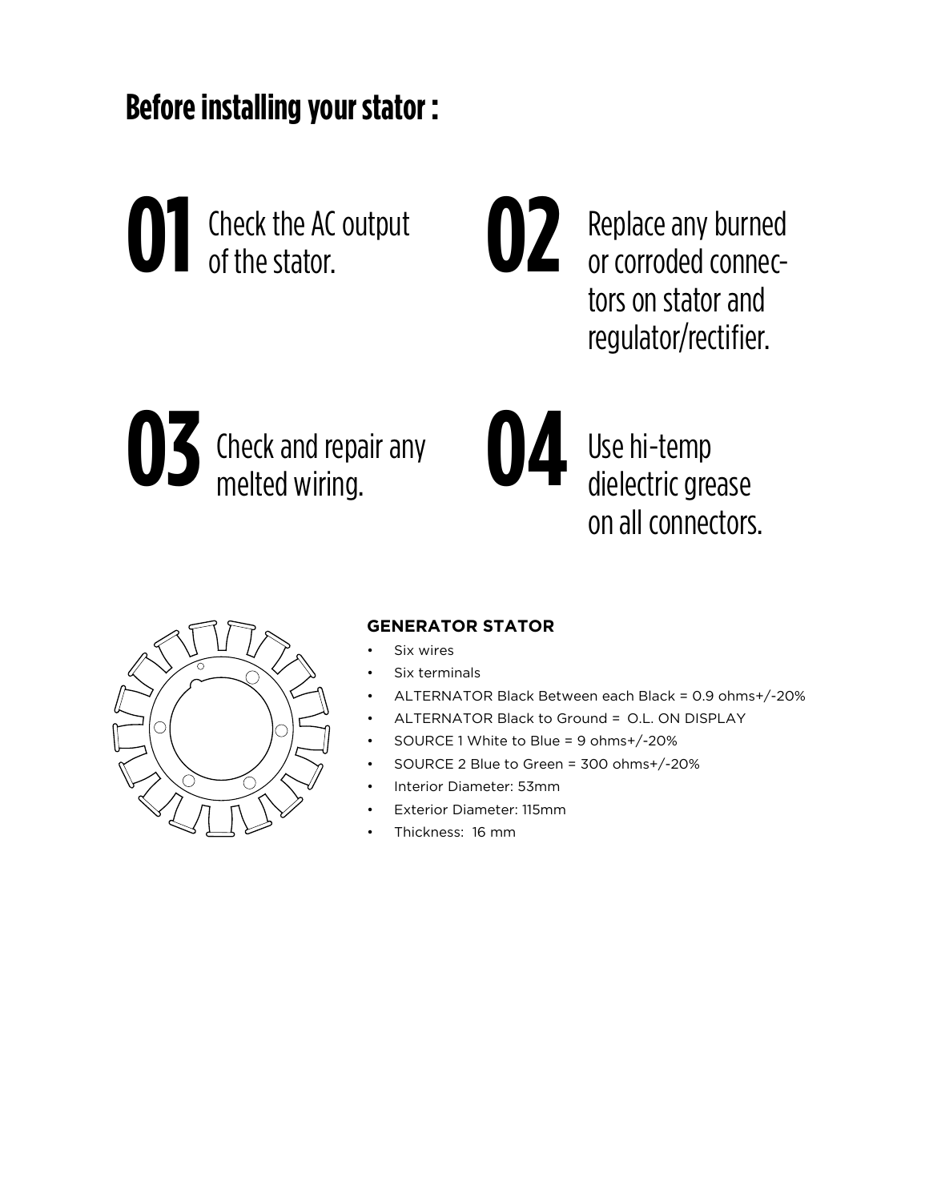# Before installing your stator :

**01** Check the AC output of the stator.

**02** Replace any burned or corroded connectors on stator and regulator/rectifier.

**03** Check and repair any melted wiring.

**04** Use hi-temp dielectric grease on all connectors.

### GENERATOR STATOR

- Six wires
- Six terminals
- ALTERNATOR Black Between each Black = 0.9 ohms+/-20%
- ALTERNATOR Black to Ground = O.L. ON DISPLAY
- SOURCE 1 White to Blue = 9 ohms+/-20%
- SOURCE 2 Blue to Green = 300 ohms+/-20%
- Interior Diameter: 53mm
- Exterior Diameter: 115mm
- Thickness: 16 mm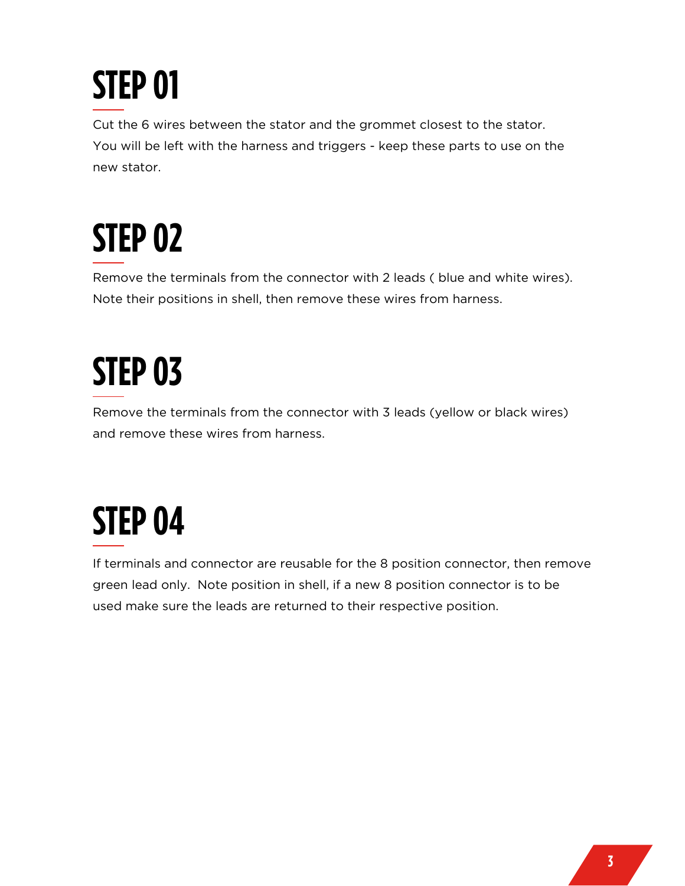# STEP 01

Cut the 6 wires between the stator and the grommet closest to the stator. You will be left with the harness and triggers - keep these parts to use on the new stator.

# STEP 02

Remove the terminals from the connector with 2 leads ( blue and white wires). Note their positions in shell, then remove these wires from harness.

# STEP 03

Remove the terminals from the connector with 3 leads (yellow or black wires) and remove these wires from harness.

# STEP 04

If terminals and connector are reusable for the 8 position connector, then remove green lead only. Note position in shell, if a new 8 position connector is to be used make sure the leads are returned to their respective position.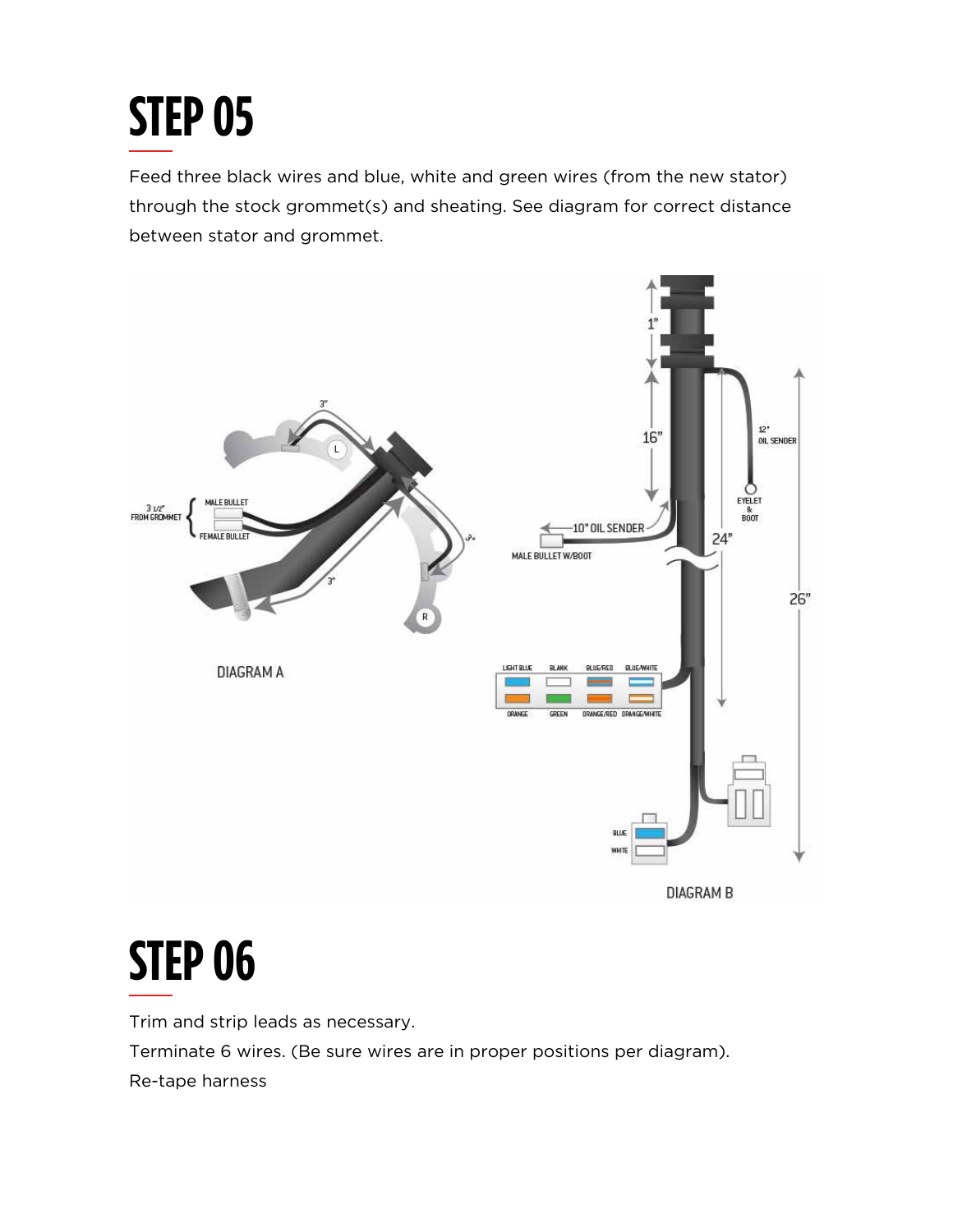# STEP 05

Feed three black wires and blue, white and green wires (from the new stator) through the stock grommet(s) and sheating. See diagram for correct distance between stator and grommet.

DIAGRAM A

DIAGRAM B

# STEP 06

Trim and strip leads as necessary.

Terminate 6 wires. (Be sure wires are in proper positions per diagram).

Re-tape harness